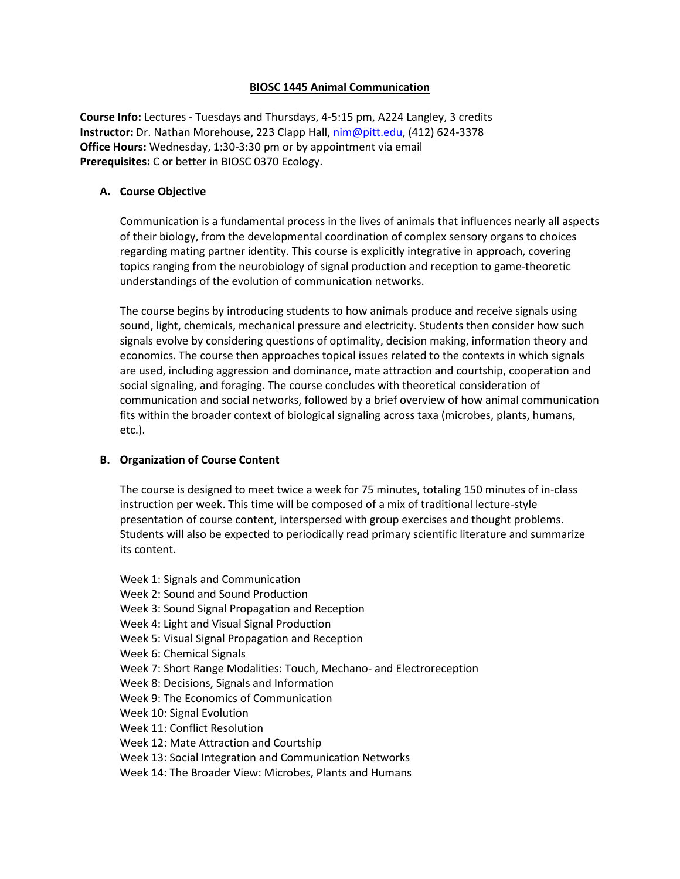# BIOSC 1445 Animal Communication

**Course Info:** Lectures - Tuesdays and Thursdays, 4-5:15 pm, A224 Langley, 3 credits
**Instructor:** Dr. Nathan Morehouse, 223 Clapp Hall, nim@pitt.edu, (412) 624-3378
**Office Hours:** Wednesday, 1:30-3:30 pm or by appointment via email
**Prerequisites:** C or better in BIOSC 0370 Ecology.

## A. Course Objective

Communication is a fundamental process in the lives of animals that influences nearly all aspects of their biology, from the developmental coordination of complex sensory organs to choices regarding mating partner identity. This course is explicitly integrative in approach, covering topics ranging from the neurobiology of signal production and reception to game-theoretic understandings of the evolution of communication networks.

The course begins by introducing students to how animals produce and receive signals using sound, light, chemicals, mechanical pressure and electricity. Students then consider how such signals evolve by considering questions of optimality, decision making, information theory and economics. The course then approaches topical issues related to the contexts in which signals are used, including aggression and dominance, mate attraction and courtship, cooperation and social signaling, and foraging. The course concludes with theoretical consideration of communication and social networks, followed by a brief overview of how animal communication fits within the broader context of biological signaling across taxa (microbes, plants, humans, etc.).

## B. Organization of Course Content

The course is designed to meet twice a week for 75 minutes, totaling 150 minutes of in-class instruction per week. This time will be composed of a mix of traditional lecture-style presentation of course content, interspersed with group exercises and thought problems. Students will also be expected to periodically read primary scientific literature and summarize its content.

Week 1: Signals and Communication
Week 2: Sound and Sound Production
Week 3: Sound Signal Propagation and Reception
Week 4: Light and Visual Signal Production
Week 5: Visual Signal Propagation and Reception
Week 6: Chemical Signals
Week 7: Short Range Modalities: Touch, Mechano- and Electroreception
Week 8: Decisions, Signals and Information
Week 9: The Economics of Communication
Week 10: Signal Evolution
Week 11: Conflict Resolution
Week 12: Mate Attraction and Courtship
Week 13: Social Integration and Communication Networks
Week 14: The Broader View: Microbes, Plants and Humans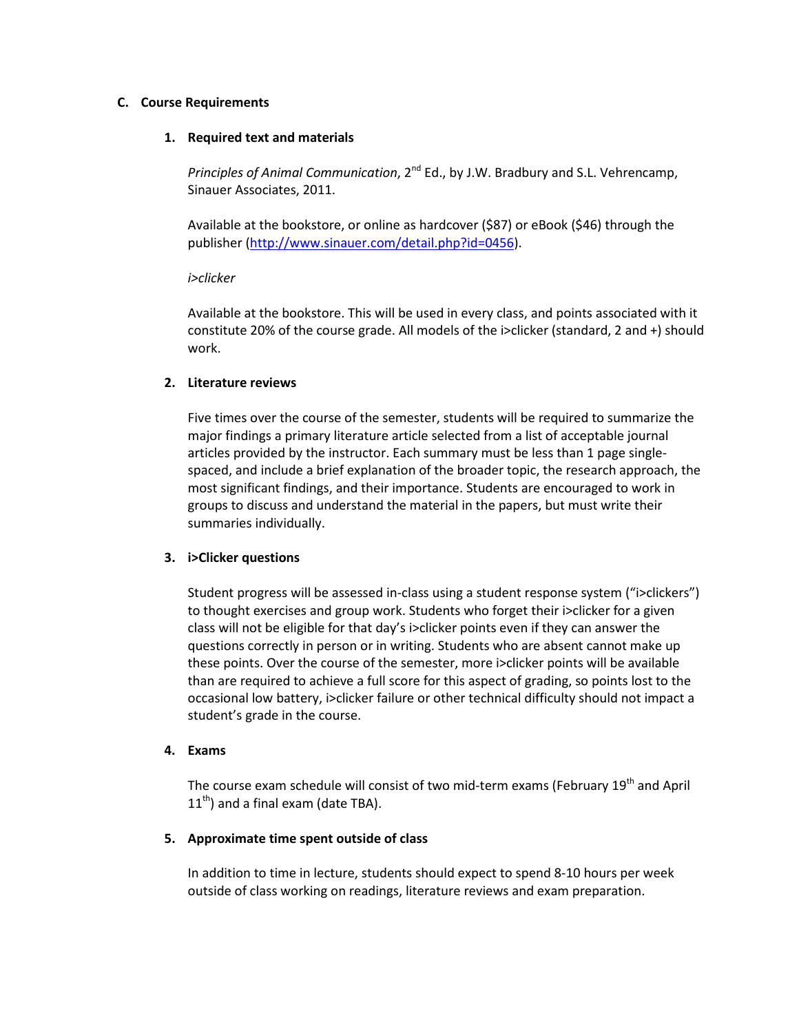## C. Course Requirements

### 1. Required text and materials

*Principles of Animal Communication*, 2nd Ed., by J.W. Bradbury and S.L. Vehrencamp, Sinauer Associates, 2011.

Available at the bookstore, or online as hardcover ($87) or eBook ($46) through the publisher (http://www.sinauer.com/detail.php?id=0456).

*i>clicker*

Available at the bookstore. This will be used in every class, and points associated with it constitute 20% of the course grade. All models of the i>clicker (standard, 2 and +) should work.

### 2. Literature reviews

Five times over the course of the semester, students will be required to summarize the major findings a primary literature article selected from a list of acceptable journal articles provided by the instructor. Each summary must be less than 1 page single-spaced, and include a brief explanation of the broader topic, the research approach, the most significant findings, and their importance. Students are encouraged to work in groups to discuss and understand the material in the papers, but must write their summaries individually.

### 3. i>Clicker questions

Student progress will be assessed in-class using a student response system ("i>clickers") to thought exercises and group work. Students who forget their i>clicker for a given class will not be eligible for that day's i>clicker points even if they can answer the questions correctly in person or in writing. Students who are absent cannot make up these points. Over the course of the semester, more i>clicker points will be available than are required to achieve a full score for this aspect of grading, so points lost to the occasional low battery, i>clicker failure or other technical difficulty should not impact a student's grade in the course.

### 4. Exams

The course exam schedule will consist of two mid-term exams (February 19th and April 11th) and a final exam (date TBA).

### 5. Approximate time spent outside of class

In addition to time in lecture, students should expect to spend 8-10 hours per week outside of class working on readings, literature reviews and exam preparation.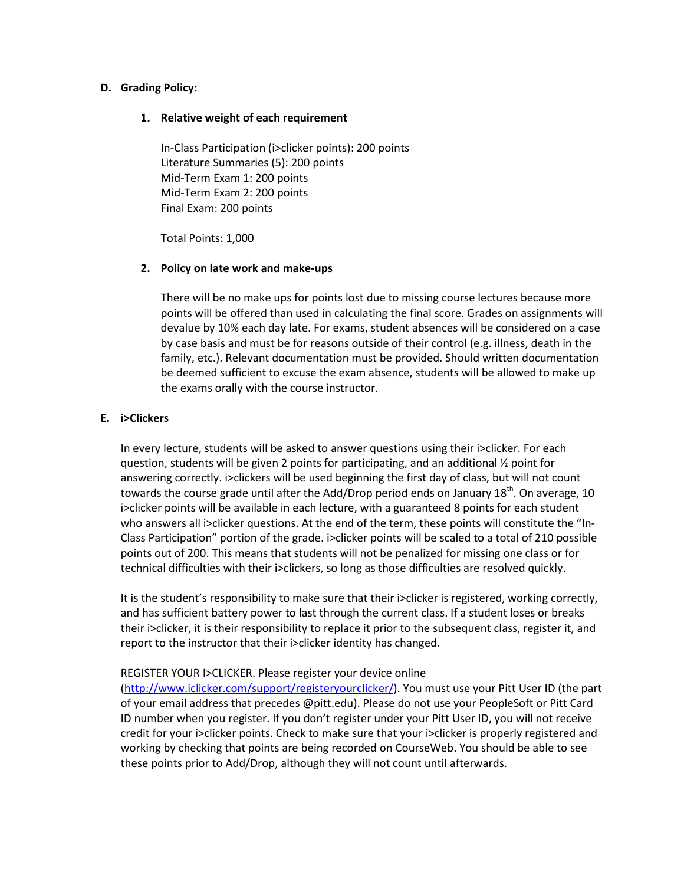## D. Grading Policy:

### 1. Relative weight of each requirement

In-Class Participation (i>clicker points): 200 points
Literature Summaries (5): 200 points
Mid-Term Exam 1: 200 points
Mid-Term Exam 2: 200 points
Final Exam: 200 points

Total Points: 1,000

### 2. Policy on late work and make-ups

There will be no make ups for points lost due to missing course lectures because more points will be offered than used in calculating the final score. Grades on assignments will devalue by 10% each day late. For exams, student absences will be considered on a case by case basis and must be for reasons outside of their control (e.g. illness, death in the family, etc.). Relevant documentation must be provided. Should written documentation be deemed sufficient to excuse the exam absence, students will be allowed to make up the exams orally with the course instructor.

## E. i>Clickers

In every lecture, students will be asked to answer questions using their i>clicker. For each question, students will be given 2 points for participating, and an additional ½ point for answering correctly. i>clickers will be used beginning the first day of class, but will not count towards the course grade until after the Add/Drop period ends on January 18th. On average, 10 i>clicker points will be available in each lecture, with a guaranteed 8 points for each student who answers all i>clicker questions. At the end of the term, these points will constitute the "In-Class Participation" portion of the grade. i>clicker points will be scaled to a total of 210 possible points out of 200. This means that students will not be penalized for missing one class or for technical difficulties with their i>clickers, so long as those difficulties are resolved quickly.

It is the student's responsibility to make sure that their i>clicker is registered, working correctly, and has sufficient battery power to last through the current class. If a student loses or breaks their i>clicker, it is their responsibility to replace it prior to the subsequent class, register it, and report to the instructor that their i>clicker identity has changed.

REGISTER YOUR I>CLICKER. Please register your device online (http://www.iclicker.com/support/registeryourclicker/). You must use your Pitt User ID (the part of your email address that precedes @pitt.edu). Please do not use your PeopleSoft or Pitt Card ID number when you register. If you don't register under your Pitt User ID, you will not receive credit for your i>clicker points. Check to make sure that your i>clicker is properly registered and working by checking that points are being recorded on CourseWeb. You should be able to see these points prior to Add/Drop, although they will not count until afterwards.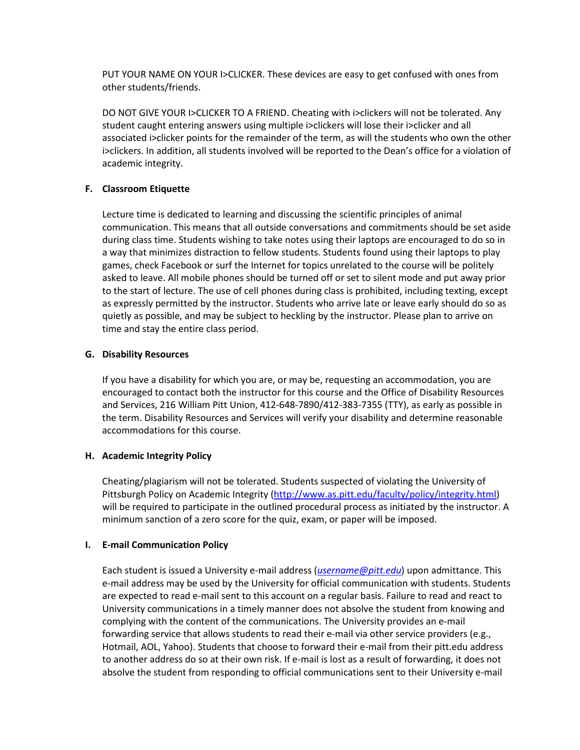PUT YOUR NAME ON YOUR I>CLICKER. These devices are easy to get confused with ones from other students/friends.

DO NOT GIVE YOUR I>CLICKER TO A FRIEND. Cheating with i>clickers will not be tolerated. Any student caught entering answers using multiple i>clickers will lose their i>clicker and all associated i>clicker points for the remainder of the term, as will the students who own the other i>clickers. In addition, all students involved will be reported to the Dean's office for a violation of academic integrity.

### F. Classroom Etiquette

Lecture time is dedicated to learning and discussing the scientific principles of animal communication. This means that all outside conversations and commitments should be set aside during class time. Students wishing to take notes using their laptops are encouraged to do so in a way that minimizes distraction to fellow students. Students found using their laptops to play games, check Facebook or surf the Internet for topics unrelated to the course will be politely asked to leave. All mobile phones should be turned off or set to silent mode and put away prior to the start of lecture. The use of cell phones during class is prohibited, including texting, except as expressly permitted by the instructor. Students who arrive late or leave early should do so as quietly as possible, and may be subject to heckling by the instructor. Please plan to arrive on time and stay the entire class period.

### G. Disability Resources

If you have a disability for which you are, or may be, requesting an accommodation, you are encouraged to contact both the instructor for this course and the Office of Disability Resources and Services, 216 William Pitt Union, 412-648-7890/412-383-7355 (TTY), as early as possible in the term. Disability Resources and Services will verify your disability and determine reasonable accommodations for this course.

### H. Academic Integrity Policy

Cheating/plagiarism will not be tolerated. Students suspected of violating the University of Pittsburgh Policy on Academic Integrity (http://www.as.pitt.edu/faculty/policy/integrity.html) will be required to participate in the outlined procedural process as initiated by the instructor. A minimum sanction of a zero score for the quiz, exam, or paper will be imposed.

### I. E-mail Communication Policy

Each student is issued a University e-mail address (*username@pitt.edu*) upon admittance. This e-mail address may be used by the University for official communication with students. Students are expected to read e-mail sent to this account on a regular basis. Failure to read and react to University communications in a timely manner does not absolve the student from knowing and complying with the content of the communications. The University provides an e-mail forwarding service that allows students to read their e-mail via other service providers (e.g., Hotmail, AOL, Yahoo). Students that choose to forward their e-mail from their pitt.edu address to another address do so at their own risk. If e-mail is lost as a result of forwarding, it does not absolve the student from responding to official communications sent to their University e-mail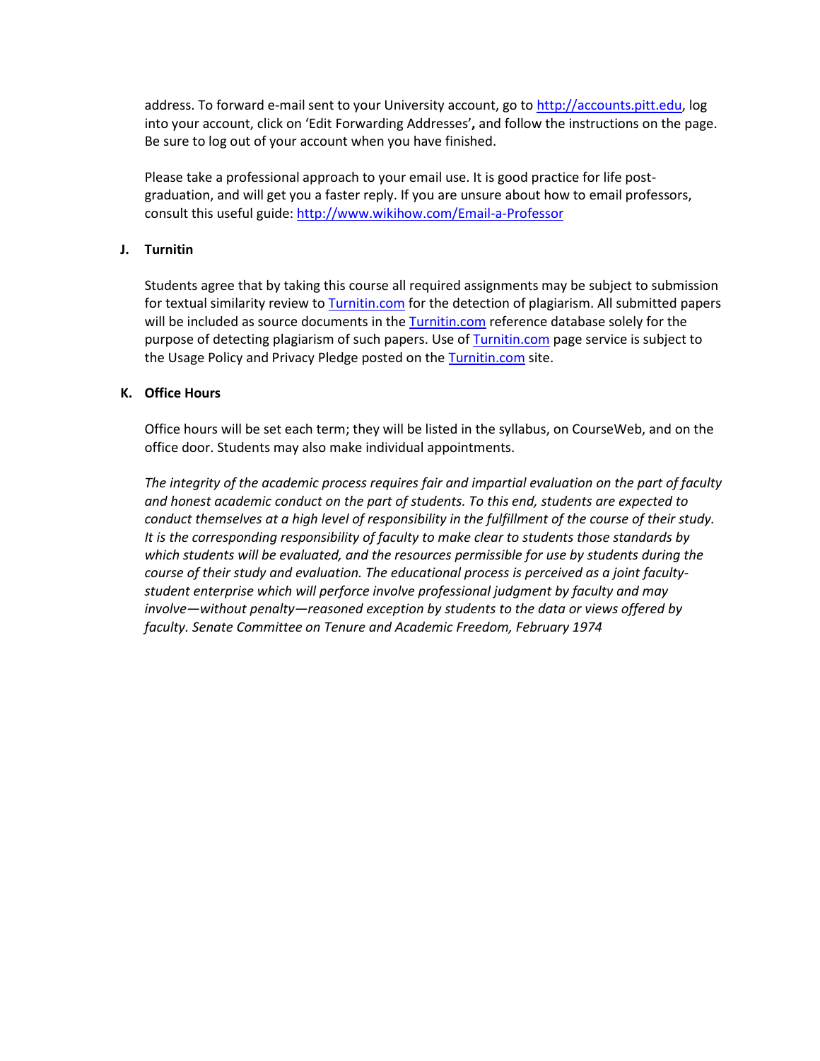address. To forward e-mail sent to your University account, go to http://accounts.pitt.edu, log into your account, click on 'Edit Forwarding Addresses', and follow the instructions on the page. Be sure to log out of your account when you have finished.

Please take a professional approach to your email use. It is good practice for life post-graduation, and will get you a faster reply. If you are unsure about how to email professors, consult this useful guide: http://www.wikihow.com/Email-a-Professor

**J. Turnitin**

Students agree that by taking this course all required assignments may be subject to submission for textual similarity review to Turnitin.com for the detection of plagiarism. All submitted papers will be included as source documents in the Turnitin.com reference database solely for the purpose of detecting plagiarism of such papers. Use of Turnitin.com page service is subject to the Usage Policy and Privacy Pledge posted on the Turnitin.com site.

**K. Office Hours**

Office hours will be set each term; they will be listed in the syllabus, on CourseWeb, and on the office door. Students may also make individual appointments.

*The integrity of the academic process requires fair and impartial evaluation on the part of faculty and honest academic conduct on the part of students. To this end, students are expected to conduct themselves at a high level of responsibility in the fulfillment of the course of their study. It is the corresponding responsibility of faculty to make clear to students those standards by which students will be evaluated, and the resources permissible for use by students during the course of their study and evaluation. The educational process is perceived as a joint faculty-student enterprise which will perforce involve professional judgment by faculty and may involve—without penalty—reasoned exception by students to the data or views offered by faculty. Senate Committee on Tenure and Academic Freedom, February 1974*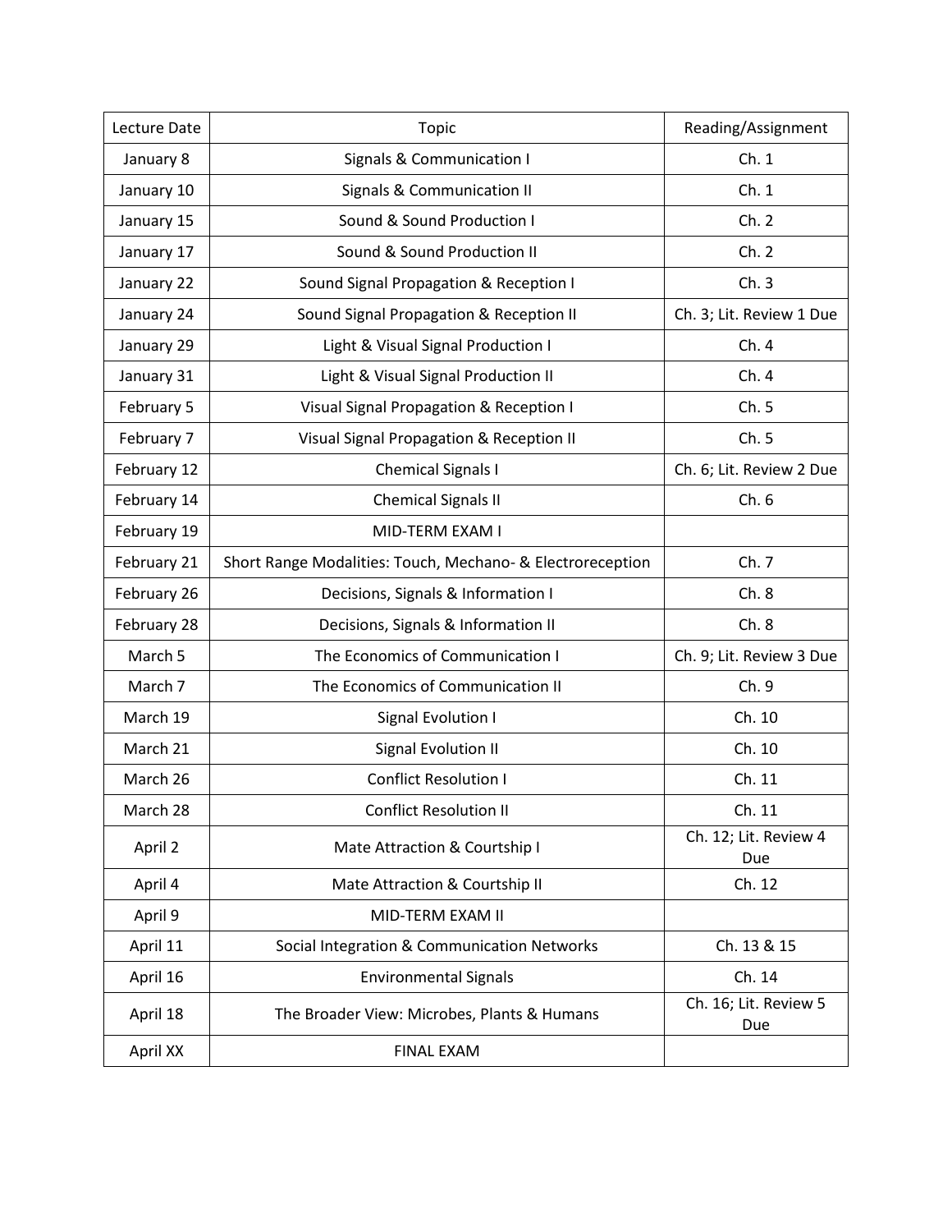| Lecture Date | Topic | Reading/Assignment |
|---|---|---|
| January 8 | Signals & Communication I | Ch. 1 |
| January 10 | Signals & Communication II | Ch. 1 |
| January 15 | Sound & Sound Production I | Ch. 2 |
| January 17 | Sound & Sound Production II | Ch. 2 |
| January 22 | Sound Signal Propagation & Reception I | Ch. 3 |
| January 24 | Sound Signal Propagation & Reception II | Ch. 3; Lit. Review 1 Due |
| January 29 | Light & Visual Signal Production I | Ch. 4 |
| January 31 | Light & Visual Signal Production II | Ch. 4 |
| February 5 | Visual Signal Propagation & Reception I | Ch. 5 |
| February 7 | Visual Signal Propagation & Reception II | Ch. 5 |
| February 12 | Chemical Signals I | Ch. 6; Lit. Review 2 Due |
| February 14 | Chemical Signals II | Ch. 6 |
| February 19 | MID-TERM EXAM I | |
| February 21 | Short Range Modalities: Touch, Mechano- & Electroreception | Ch. 7 |
| February 26 | Decisions, Signals & Information I | Ch. 8 |
| February 28 | Decisions, Signals & Information II | Ch. 8 |
| March 5 | The Economics of Communication I | Ch. 9; Lit. Review 3 Due |
| March 7 | The Economics of Communication II | Ch. 9 |
| March 19 | Signal Evolution I | Ch. 10 |
| March 21 | Signal Evolution II | Ch. 10 |
| March 26 | Conflict Resolution I | Ch. 11 |
| March 28 | Conflict Resolution II | Ch. 11 |
| April 2 | Mate Attraction & Courtship I | Ch. 12; Lit. Review 4 Due |
| April 4 | Mate Attraction & Courtship II | Ch. 12 |
| April 9 | MID-TERM EXAM II | |
| April 11 | Social Integration & Communication Networks | Ch. 13 & 15 |
| April 16 | Environmental Signals | Ch. 14 |
| April 18 | The Broader View: Microbes, Plants & Humans | Ch. 16; Lit. Review 5 Due |
| April XX | FINAL EXAM | |